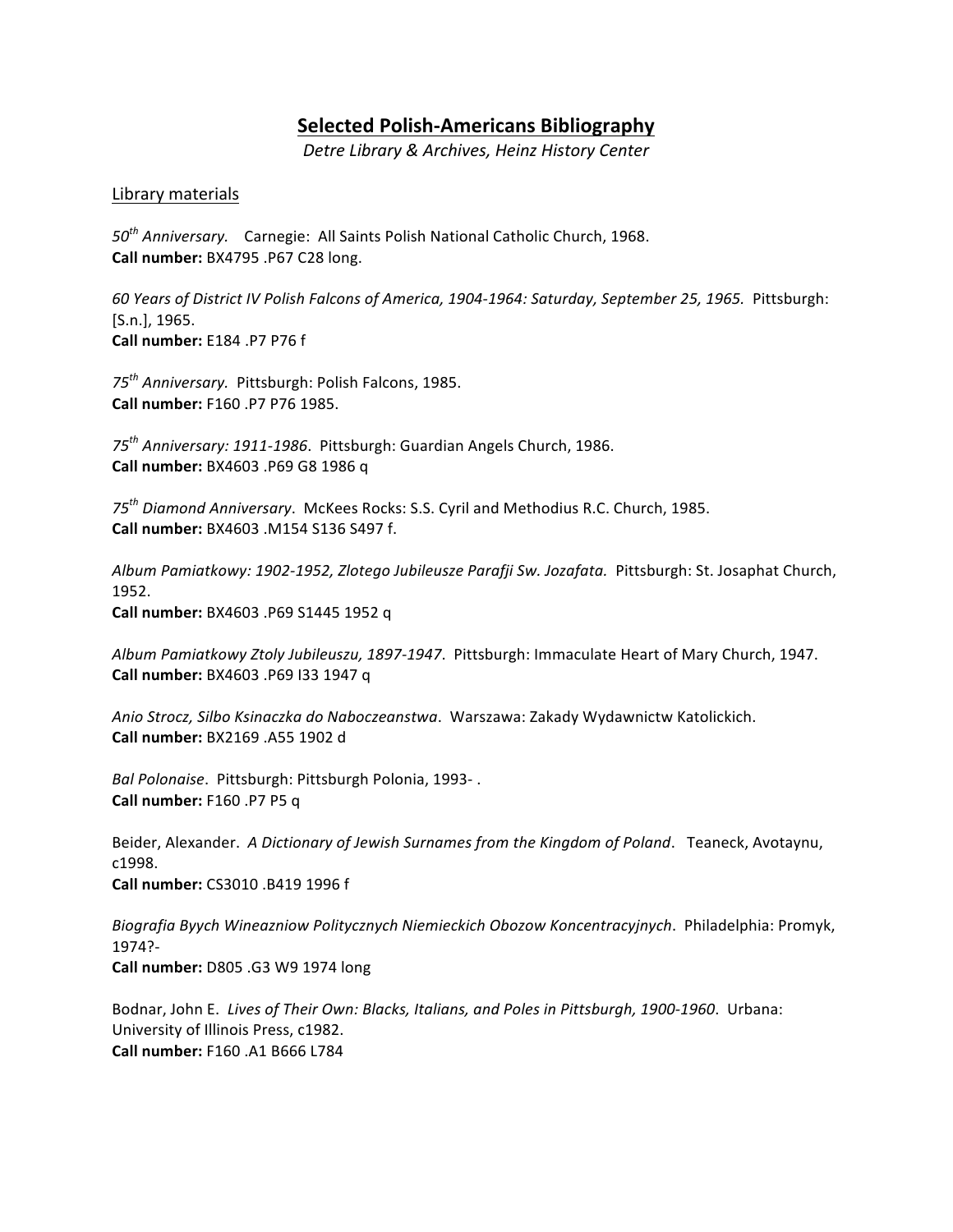# Selected Polish-Americans Bibliography

*Detre Library & Archives, Heinz History Center*

## Library materials

*50th Anniversary.* Carnegie: All Saints Polish National Catholic Church, 1968.
**Call number:** BX4795 .P67 C28 long.

*60 Years of District IV Polish Falcons of America, 1904-1964: Saturday, September 25, 1965.* Pittsburgh: [S.n.], 1965.
**Call number:** E184 .P7 P76 f

*75th Anniversary.* Pittsburgh: Polish Falcons, 1985.
**Call number:** F160 .P7 P76 1985.

*75th Anniversary: 1911-1986*. Pittsburgh: Guardian Angels Church, 1986.
**Call number:** BX4603 .P69 G8 1986 q

*75th Diamond Anniversary*. McKees Rocks: S.S. Cyril and Methodius R.C. Church, 1985.
**Call number:** BX4603 .M154 S136 S497 f.

*Album Pamiatkowy: 1902-1952, Zlotego Jubileusze Parafji Sw. Jozafata.* Pittsburgh: St. Josaphat Church, 1952.
**Call number:** BX4603 .P69 S1445 1952 q

*Album Pamiatkowy Ztoly Jubileuszu, 1897-1947*. Pittsburgh: Immaculate Heart of Mary Church, 1947.
**Call number:** BX4603 .P69 I33 1947 q

*Anio Strocz, Silbo Ksinaczka do Naboczeanstwa*. Warszawa: Zakady Wydawnictw Katolickich.
**Call number:** BX2169 .A55 1902 d

*Bal Polonaise*. Pittsburgh: Pittsburgh Polonia, 1993- .
**Call number:** F160 .P7 P5 q

Beider, Alexander. *A Dictionary of Jewish Surnames from the Kingdom of Poland*. Teaneck, Avotaynu, c1998.
**Call number:** CS3010 .B419 1996 f

*Biografia Byych Wineazniow Politycznych Niemieckich Obozow Koncentracyjnych*. Philadelphia: Promyk, 1974?-
**Call number:** D805 .G3 W9 1974 long

Bodnar, John E. *Lives of Their Own: Blacks, Italians, and Poles in Pittsburgh, 1900-1960*. Urbana: University of Illinois Press, c1982.
**Call number:** F160 .A1 B666 L784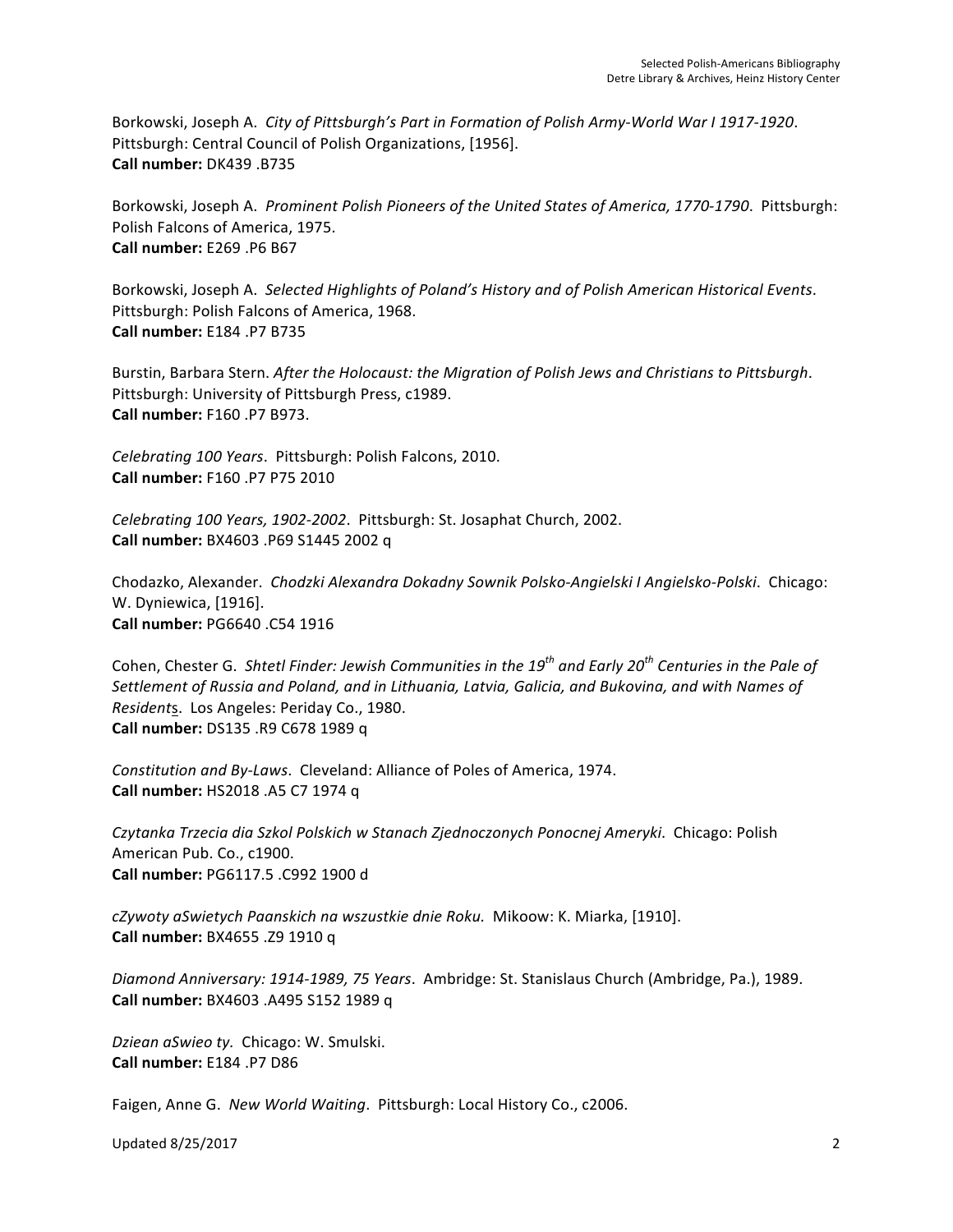Borkowski, Joseph A. *City of Pittsburgh's Part in Formation of Polish Army-World War I 1917-1920*. Pittsburgh: Central Council of Polish Organizations, [1956].
**Call number:** DK439 .B735

Borkowski, Joseph A. *Prominent Polish Pioneers of the United States of America, 1770-1790*. Pittsburgh: Polish Falcons of America, 1975.
**Call number:** E269 .P6 B67

Borkowski, Joseph A. *Selected Highlights of Poland's History and of Polish American Historical Events*. Pittsburgh: Polish Falcons of America, 1968.
**Call number:** E184 .P7 B735

Burstin, Barbara Stern. *After the Holocaust: the Migration of Polish Jews and Christians to Pittsburgh*. Pittsburgh: University of Pittsburgh Press, c1989.
**Call number:** F160 .P7 B973.

*Celebrating 100 Years*. Pittsburgh: Polish Falcons, 2010.
**Call number:** F160 .P7 P75 2010

*Celebrating 100 Years, 1902-2002*. Pittsburgh: St. Josaphat Church, 2002.
**Call number:** BX4603 .P69 S1445 2002 q

Chodazko, Alexander. *Chodzki Alexandra Dokadny Sownik Polsko-Angielski I Angielsko-Polski*. Chicago: W. Dyniewica, [1916].
**Call number:** PG6640 .C54 1916

Cohen, Chester G. *Shtetl Finder: Jewish Communities in the 19th and Early 20th Centuries in the Pale of Settlement of Russia and Poland, and in Lithuania, Latvia, Galicia, and Bukovina, and with Names of Residents*. Los Angeles: Periday Co., 1980.
**Call number:** DS135 .R9 C678 1989 q

*Constitution and By-Laws*. Cleveland: Alliance of Poles of America, 1974.
**Call number:** HS2018 .A5 C7 1974 q

*Czytanka Trzecia dia Szkol Polskich w Stanach Zjednoczonych Ponocnej Ameryki*. Chicago: Polish American Pub. Co., c1900.
**Call number:** PG6117.5 .C992 1900 d

*cZywoty aSwietych Paanskich na wszustkie dnie Roku.* Mikoow: K. Miarka, [1910].
**Call number:** BX4655 .Z9 1910 q

*Diamond Anniversary: 1914-1989, 75 Years*. Ambridge: St. Stanislaus Church (Ambridge, Pa.), 1989.
**Call number:** BX4603 .A495 S152 1989 q

*Dziean aSwieo ty.* Chicago: W. Smulski.
**Call number:** E184 .P7 D86

Faigen, Anne G. *New World Waiting*. Pittsburgh: Local History Co., c2006.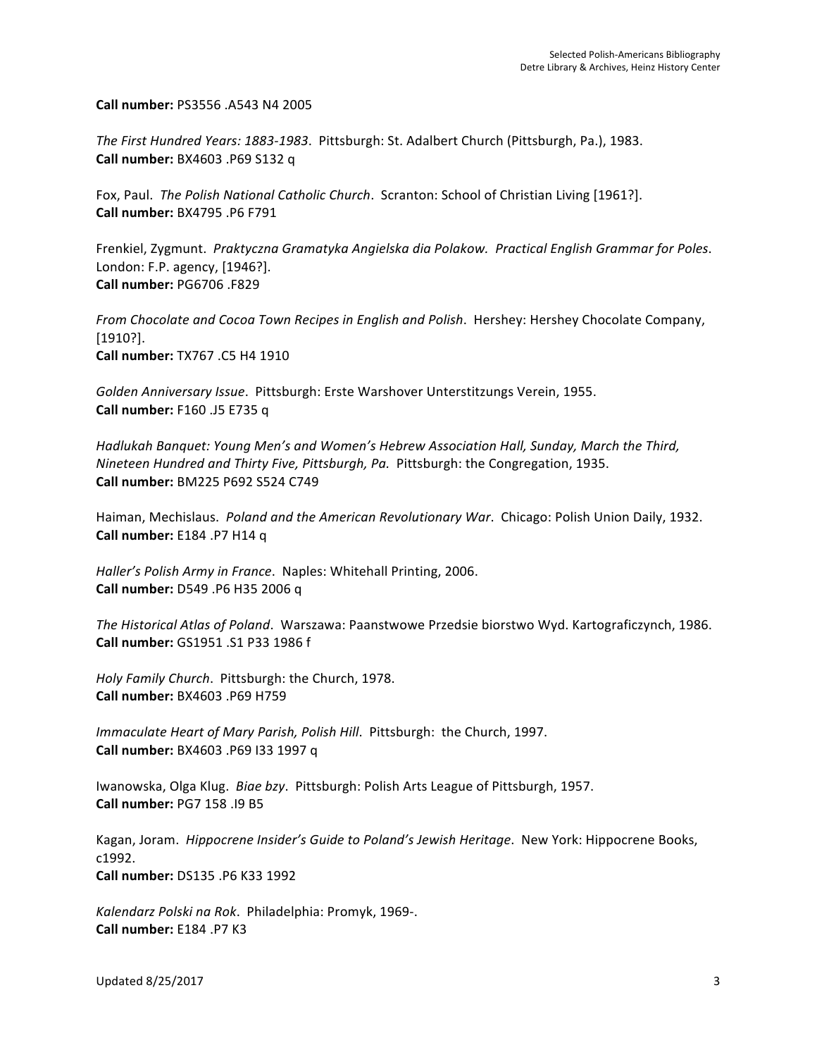**Call number:** PS3556 .A543 N4 2005

*The First Hundred Years: 1883-1983*. Pittsburgh: St. Adalbert Church (Pittsburgh, Pa.), 1983.
**Call number:** BX4603 .P69 S132 q

Fox, Paul. *The Polish National Catholic Church*. Scranton: School of Christian Living [1961?].
**Call number:** BX4795 .P6 F791

Frenkiel, Zygmunt. *Praktyczna Gramatyka Angielska dia Polakow. Practical English Grammar for Poles*. London: F.P. agency, [1946?].
**Call number:** PG6706 .F829

*From Chocolate and Cocoa Town Recipes in English and Polish*. Hershey: Hershey Chocolate Company, [1910?].
**Call number:** TX767 .C5 H4 1910

*Golden Anniversary Issue*. Pittsburgh: Erste Warshover Unterstitzungs Verein, 1955.
**Call number:** F160 .J5 E735 q

*Hadlukah Banquet: Young Men's and Women's Hebrew Association Hall, Sunday, March the Third, Nineteen Hundred and Thirty Five, Pittsburgh, Pa.* Pittsburgh: the Congregation, 1935.
**Call number:** BM225 P692 S524 C749

Haiman, Mechislaus. *Poland and the American Revolutionary War*. Chicago: Polish Union Daily, 1932.
**Call number:** E184 .P7 H14 q

*Haller's Polish Army in France*. Naples: Whitehall Printing, 2006.
**Call number:** D549 .P6 H35 2006 q

*The Historical Atlas of Poland*. Warszawa: Paanstwowe Przedsie biorstwo Wyd. Kartograficzynch, 1986.
**Call number:** GS1951 .S1 P33 1986 f

*Holy Family Church*. Pittsburgh: the Church, 1978.
**Call number:** BX4603 .P69 H759

*Immaculate Heart of Mary Parish, Polish Hill*. Pittsburgh: the Church, 1997.
**Call number:** BX4603 .P69 I33 1997 q

Iwanowska, Olga Klug. *Biae bzy*. Pittsburgh: Polish Arts League of Pittsburgh, 1957.
**Call number:** PG7 158 .I9 B5

Kagan, Joram. *Hippocrene Insider's Guide to Poland's Jewish Heritage*. New York: Hippocrene Books, c1992.
**Call number:** DS135 .P6 K33 1992

*Kalendarz Polski na Rok*. Philadelphia: Promyk, 1969-.
**Call number:** E184 .P7 K3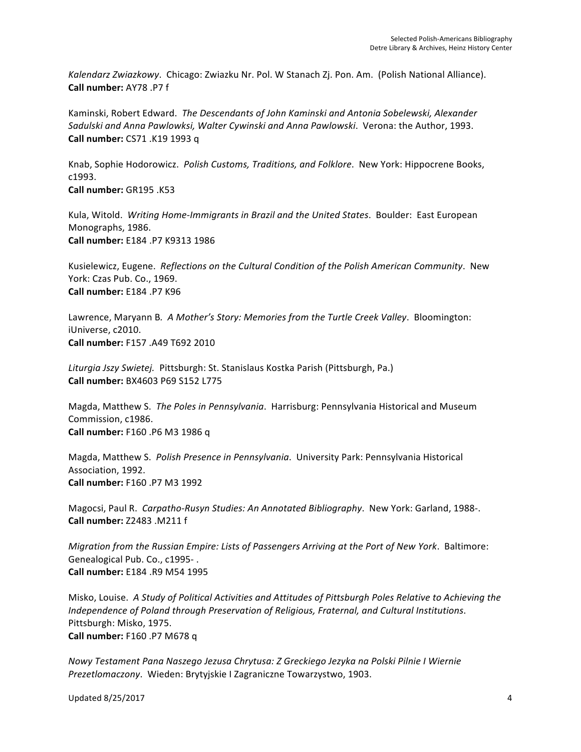*Kalendarz Zwiazkowy*. Chicago: Zwiazku Nr. Pol. W Stanach Zj. Pon. Am. (Polish National Alliance).
**Call number:** AY78 .P7 f

Kaminski, Robert Edward. *The Descendants of John Kaminski and Antonia Sobelewski, Alexander Sadulski and Anna Pawlowksi, Walter Cywinski and Anna Pawlowski*. Verona: the Author, 1993.
**Call number:** CS71 .K19 1993 q

Knab, Sophie Hodorowicz. *Polish Customs, Traditions, and Folklore*. New York: Hippocrene Books, c1993.
**Call number:** GR195 .K53

Kula, Witold. *Writing Home-Immigrants in Brazil and the United States*. Boulder: East European Monographs, 1986.
**Call number:** E184 .P7 K9313 1986

Kusielewicz, Eugene. *Reflections on the Cultural Condition of the Polish American Community*. New York: Czas Pub. Co., 1969.
**Call number:** E184 .P7 K96

Lawrence, Maryann B. *A Mother's Story: Memories from the Turtle Creek Valley*. Bloomington: iUniverse, c2010.
**Call number:** F157 .A49 T692 2010

*Liturgia Jszy Swietej*. Pittsburgh: St. Stanislaus Kostka Parish (Pittsburgh, Pa.)
**Call number:** BX4603 P69 S152 L775

Magda, Matthew S. *The Poles in Pennsylvania*. Harrisburg: Pennsylvania Historical and Museum Commission, c1986.
**Call number:** F160 .P6 M3 1986 q

Magda, Matthew S. *Polish Presence in Pennsylvania*. University Park: Pennsylvania Historical Association, 1992.
**Call number:** F160 .P7 M3 1992

Magocsi, Paul R. *Carpatho-Rusyn Studies: An Annotated Bibliography*. New York: Garland, 1988-.
**Call number:** Z2483 .M211 f

*Migration from the Russian Empire: Lists of Passengers Arriving at the Port of New York*. Baltimore: Genealogical Pub. Co., c1995- .
**Call number:** E184 .R9 M54 1995

Misko, Louise. *A Study of Political Activities and Attitudes of Pittsburgh Poles Relative to Achieving the Independence of Poland through Preservation of Religious, Fraternal, and Cultural Institutions*. Pittsburgh: Misko, 1975.
**Call number:** F160 .P7 M678 q

*Nowy Testament Pana Naszego Jezusa Chrytusa: Z Greckiego Jezyka na Polski Pilnie I Wiernie Prezetlomaczony*. Wieden: Brytyjskie I Zagraniczne Towarzystwo, 1903.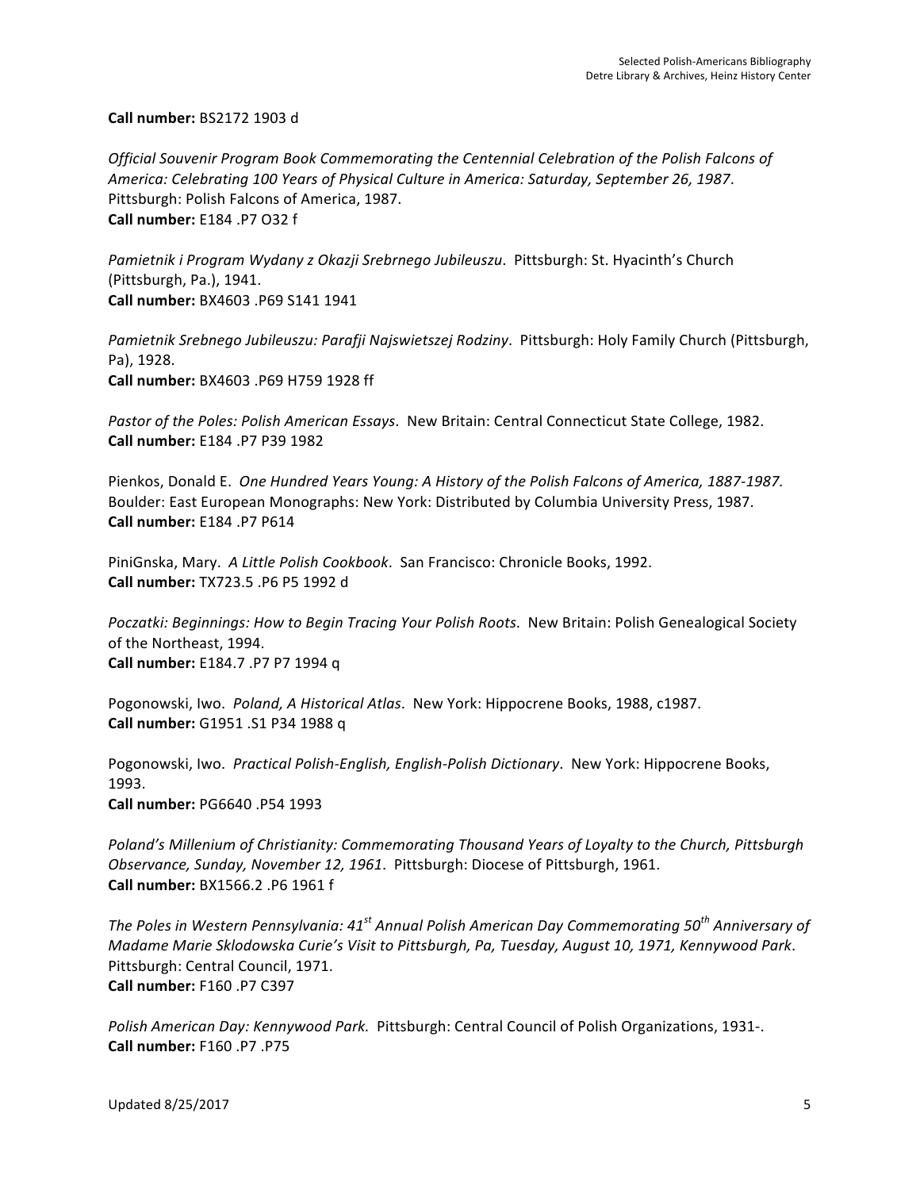**Call number:** BS2172 1903 d

*Official Souvenir Program Book Commemorating the Centennial Celebration of the Polish Falcons of America: Celebrating 100 Years of Physical Culture in America: Saturday, September 26, 1987*. Pittsburgh: Polish Falcons of America, 1987.
**Call number:** E184 .P7 O32 f

*Pamietnik i Program Wydany z Okazji Srebrnego Jubileuszu*. Pittsburgh: St. Hyacinth's Church (Pittsburgh, Pa.), 1941.
**Call number:** BX4603 .P69 S141 1941

*Pamietnik Srebnego Jubileuszu: Parafji Najswietszej Rodziny*. Pittsburgh: Holy Family Church (Pittsburgh, Pa), 1928.
**Call number:** BX4603 .P69 H759 1928 ff

*Pastor of the Poles: Polish American Essays*. New Britain: Central Connecticut State College, 1982.
**Call number:** E184 .P7 P39 1982

Pienkos, Donald E. *One Hundred Years Young: A History of the Polish Falcons of America, 1887-1987*. Boulder: East European Monographs: New York: Distributed by Columbia University Press, 1987.
**Call number:** E184 .P7 P614

PiniGnska, Mary. *A Little Polish Cookbook*. San Francisco: Chronicle Books, 1992.
**Call number:** TX723.5 .P6 P5 1992 d

*Poczatki: Beginnings: How to Begin Tracing Your Polish Roots*. New Britain: Polish Genealogical Society of the Northeast, 1994.
**Call number:** E184.7 .P7 P7 1994 q

Pogonowski, Iwo. *Poland, A Historical Atlas*. New York: Hippocrene Books, 1988, c1987.
**Call number:** G1951 .S1 P34 1988 q

Pogonowski, Iwo. *Practical Polish-English, English-Polish Dictionary*. New York: Hippocrene Books, 1993.
**Call number:** PG6640 .P54 1993

*Poland's Millenium of Christianity: Commemorating Thousand Years of Loyalty to the Church, Pittsburgh Observance, Sunday, November 12, 1961*. Pittsburgh: Diocese of Pittsburgh, 1961.
**Call number:** BX1566.2 .P6 1961 f

*The Poles in Western Pennsylvania: 41st Annual Polish American Day Commemorating 50th Anniversary of Madame Marie Sklodowska Curie's Visit to Pittsburgh, Pa, Tuesday, August 10, 1971, Kennywood Park*. Pittsburgh: Central Council, 1971.
**Call number:** F160 .P7 C397

*Polish American Day: Kennywood Park.* Pittsburgh: Central Council of Polish Organizations, 1931-.
**Call number:** F160 .P7 .P75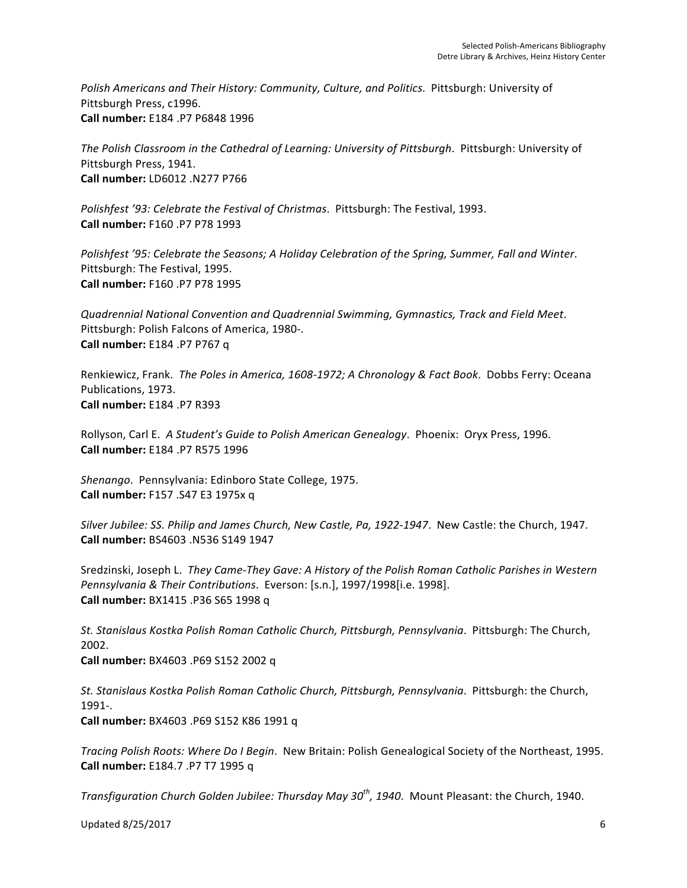*Polish Americans and Their History: Community, Culture, and Politics*. Pittsburgh: University of Pittsburgh Press, c1996.
**Call number:** E184 .P7 P6848 1996

*The Polish Classroom in the Cathedral of Learning: University of Pittsburgh*. Pittsburgh: University of Pittsburgh Press, 1941.
**Call number:** LD6012 .N277 P766

*Polishfest '93: Celebrate the Festival of Christmas*. Pittsburgh: The Festival, 1993.
**Call number:** F160 .P7 P78 1993

*Polishfest '95: Celebrate the Seasons; A Holiday Celebration of the Spring, Summer, Fall and Winter*. Pittsburgh: The Festival, 1995.
**Call number:** F160 .P7 P78 1995

*Quadrennial National Convention and Quadrennial Swimming, Gymnastics, Track and Field Meet*. Pittsburgh: Polish Falcons of America, 1980-.
**Call number:** E184 .P7 P767 q

Renkiewicz, Frank. *The Poles in America, 1608-1972; A Chronology & Fact Book*. Dobbs Ferry: Oceana Publications, 1973.
**Call number:** E184 .P7 R393

Rollyson, Carl E. *A Student's Guide to Polish American Genealogy*. Phoenix: Oryx Press, 1996.
**Call number:** E184 .P7 R575 1996

*Shenango*. Pennsylvania: Edinboro State College, 1975.
**Call number:** F157 .S47 E3 1975x q

*Silver Jubilee: SS. Philip and James Church, New Castle, Pa, 1922-1947*. New Castle: the Church, 1947.
**Call number:** BS4603 .N536 S149 1947

Sredzinski, Joseph L. *They Came-They Gave: A History of the Polish Roman Catholic Parishes in Western Pennsylvania & Their Contributions*. Everson: [s.n.], 1997/1998[i.e. 1998].
**Call number:** BX1415 .P36 S65 1998 q

*St. Stanislaus Kostka Polish Roman Catholic Church, Pittsburgh, Pennsylvania*. Pittsburgh: The Church, 2002.
**Call number:** BX4603 .P69 S152 2002 q

*St. Stanislaus Kostka Polish Roman Catholic Church, Pittsburgh, Pennsylvania*. Pittsburgh: the Church, 1991-.
**Call number:** BX4603 .P69 S152 K86 1991 q

*Tracing Polish Roots: Where Do I Begin*. New Britain: Polish Genealogical Society of the Northeast, 1995.
**Call number:** E184.7 .P7 T7 1995 q

*Transfiguration Church Golden Jubilee: Thursday May 30th, 1940*. Mount Pleasant: the Church, 1940.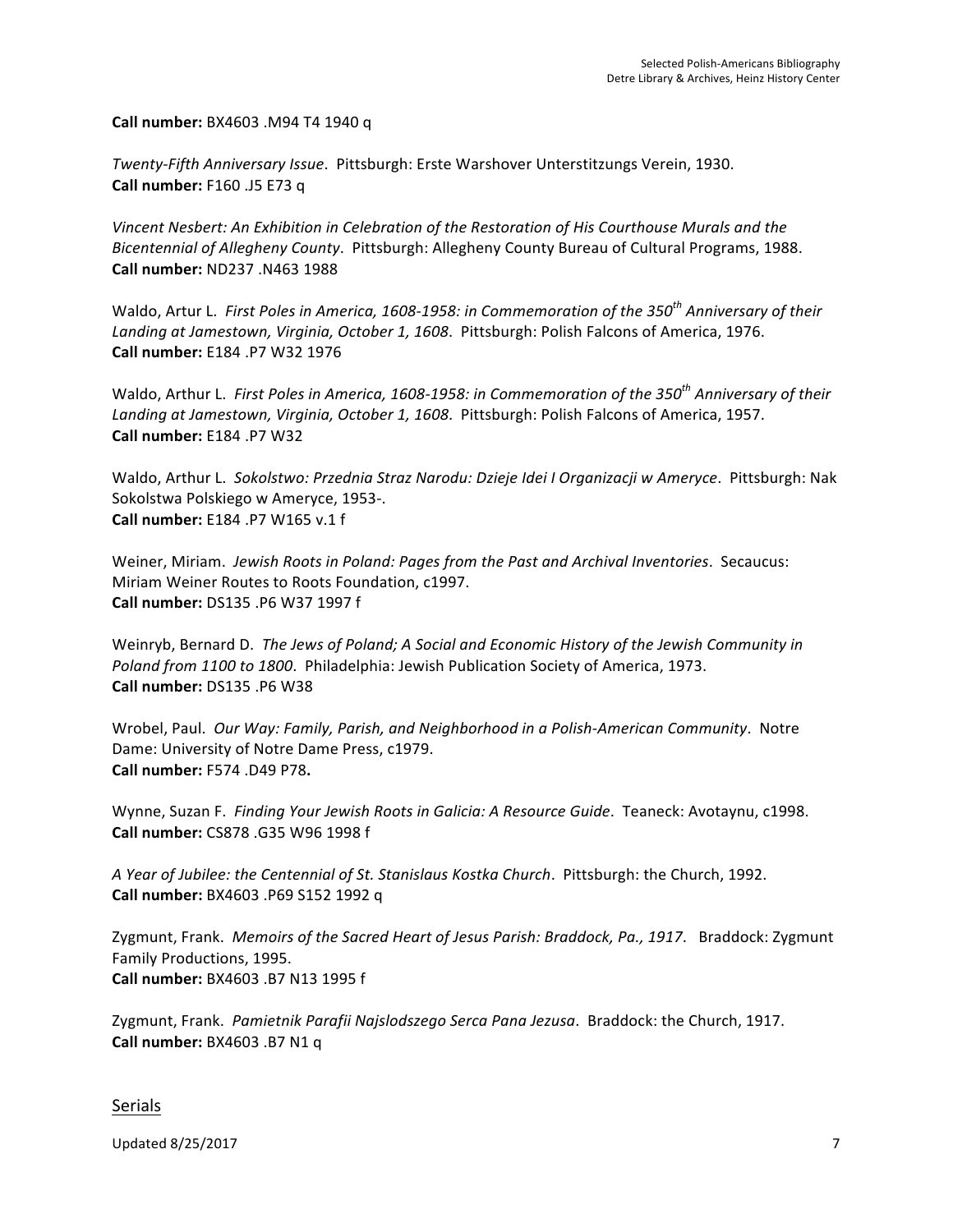**Call number:** BX4603 .M94 T4 1940 q

*Twenty-Fifth Anniversary Issue*. Pittsburgh: Erste Warshover Unterstitzungs Verein, 1930.
**Call number:** F160 .J5 E73 q

*Vincent Nesbert: An Exhibition in Celebration of the Restoration of His Courthouse Murals and the Bicentennial of Allegheny County*. Pittsburgh: Allegheny County Bureau of Cultural Programs, 1988.
**Call number:** ND237 .N463 1988

Waldo, Artur L. *First Poles in America, 1608-1958: in Commemoration of the 350th Anniversary of their Landing at Jamestown, Virginia, October 1, 1608*. Pittsburgh: Polish Falcons of America, 1976.
**Call number:** E184 .P7 W32 1976

Waldo, Arthur L. *First Poles in America, 1608-1958: in Commemoration of the 350th Anniversary of their Landing at Jamestown, Virginia, October 1, 1608*. Pittsburgh: Polish Falcons of America, 1957.
**Call number:** E184 .P7 W32

Waldo, Arthur L. *Sokolstwo: Przednia Straz Narodu: Dzieje Idei I Organizacji w Ameryce*. Pittsburgh: Nak Sokolstwa Polskiego w Ameryce, 1953-.
**Call number:** E184 .P7 W165 v.1 f

Weiner, Miriam. *Jewish Roots in Poland: Pages from the Past and Archival Inventories*. Secaucus: Miriam Weiner Routes to Roots Foundation, c1997.
**Call number:** DS135 .P6 W37 1997 f

Weinryb, Bernard D. *The Jews of Poland; A Social and Economic History of the Jewish Community in Poland from 1100 to 1800*. Philadelphia: Jewish Publication Society of America, 1973.
**Call number:** DS135 .P6 W38

Wrobel, Paul. *Our Way: Family, Parish, and Neighborhood in a Polish-American Community*. Notre Dame: University of Notre Dame Press, c1979.
**Call number:** F574 .D49 P78**.**

Wynne, Suzan F. *Finding Your Jewish Roots in Galicia: A Resource Guide*. Teaneck: Avotaynu, c1998.
**Call number:** CS878 .G35 W96 1998 f

*A Year of Jubilee: the Centennial of St. Stanislaus Kostka Church*. Pittsburgh: the Church, 1992.
**Call number:** BX4603 .P69 S152 1992 q

Zygmunt, Frank. *Memoirs of the Sacred Heart of Jesus Parish: Braddock, Pa., 1917*. Braddock: Zygmunt Family Productions, 1995.
**Call number:** BX4603 .B7 N13 1995 f

Zygmunt, Frank. *Pamietnik Parafii Najslodszego Serca Pana Jezusa*. Braddock: the Church, 1917.
**Call number:** BX4603 .B7 N1 q

## Serials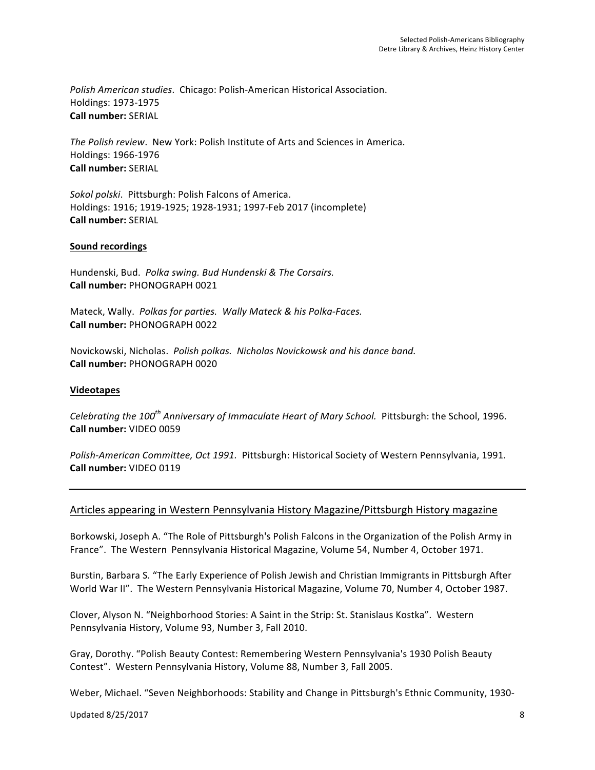*Polish American studies*. Chicago: Polish-American Historical Association.
Holdings: 1973-1975
**Call number:** SERIAL

*The Polish review*. New York: Polish Institute of Arts and Sciences in America.
Holdings: 1966-1976
**Call number:** SERIAL

*Sokol polski*. Pittsburgh: Polish Falcons of America.
Holdings: 1916; 1919-1925; 1928-1931; 1997-Feb 2017 (incomplete)
**Call number:** SERIAL

**Sound recordings**

Hundenski, Bud. *Polka swing. Bud Hundenski & The Corsairs.*
**Call number:** PHONOGRAPH 0021

Mateck, Wally. *Polkas for parties. Wally Mateck & his Polka-Faces.*
**Call number:** PHONOGRAPH 0022

Novickowski, Nicholas. *Polish polkas. Nicholas Novickowsk and his dance band.*
**Call number:** PHONOGRAPH 0020

**Videotapes**

*Celebrating the 100th Anniversary of Immaculate Heart of Mary School.* Pittsburgh: the School, 1996.
**Call number:** VIDEO 0059

*Polish-American Committee, Oct 1991.* Pittsburgh: Historical Society of Western Pennsylvania, 1991.
**Call number:** VIDEO 0119

---

## Articles appearing in Western Pennsylvania History Magazine/Pittsburgh History magazine

Borkowski, Joseph A. "The Role of Pittsburgh's Polish Falcons in the Organization of the Polish Army in France". The Western Pennsylvania Historical Magazine, Volume 54, Number 4, October 1971.

Burstin, Barbara S. "The Early Experience of Polish Jewish and Christian Immigrants in Pittsburgh After World War II". The Western Pennsylvania Historical Magazine, Volume 70, Number 4, October 1987.

Clover, Alyson N. "Neighborhood Stories: A Saint in the Strip: St. Stanislaus Kostka". Western Pennsylvania History, Volume 93, Number 3, Fall 2010.

Gray, Dorothy. "Polish Beauty Contest: Remembering Western Pennsylvania's 1930 Polish Beauty Contest". Western Pennsylvania History, Volume 88, Number 3, Fall 2005.

Weber, Michael. "Seven Neighborhoods: Stability and Change in Pittsburgh's Ethnic Community, 1930-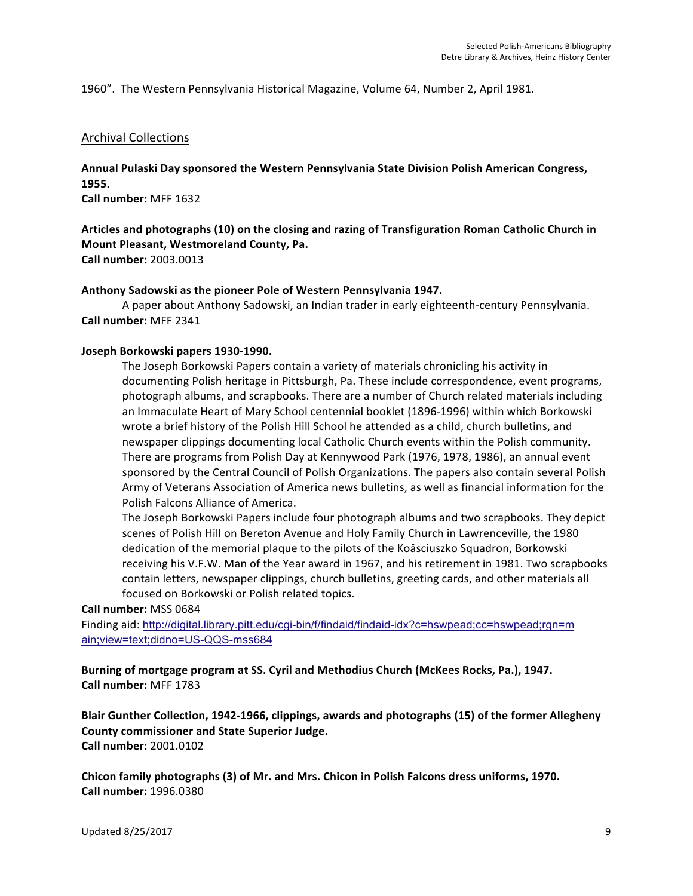1960". The Western Pennsylvania Historical Magazine, Volume 64, Number 2, April 1981.

---

## Archival Collections

**Annual Pulaski Day sponsored the Western Pennsylvania State Division Polish American Congress, 1955.**
**Call number:** MFF 1632

**Articles and photographs (10) on the closing and razing of Transfiguration Roman Catholic Church in Mount Pleasant, Westmoreland County, Pa.**
**Call number:** 2003.0013

**Anthony Sadowski as the pioneer Pole of Western Pennsylvania 1947.**
A paper about Anthony Sadowski, an Indian trader in early eighteenth-century Pennsylvania.
**Call number:** MFF 2341

**Joseph Borkowski papers 1930-1990.**
The Joseph Borkowski Papers contain a variety of materials chronicling his activity in documenting Polish heritage in Pittsburgh, Pa. These include correspondence, event programs, photograph albums, and scrapbooks. There are a number of Church related materials including an Immaculate Heart of Mary School centennial booklet (1896-1996) within which Borkowski wrote a brief history of the Polish Hill School he attended as a child, church bulletins, and newspaper clippings documenting local Catholic Church events within the Polish community. There are programs from Polish Day at Kennywood Park (1976, 1978, 1986), an annual event sponsored by the Central Council of Polish Organizations. The papers also contain several Polish Army of Veterans Association of America news bulletins, as well as financial information for the Polish Falcons Alliance of America.
The Joseph Borkowski Papers include four photograph albums and two scrapbooks. They depict scenes of Polish Hill on Bereton Avenue and Holy Family Church in Lawrenceville, the 1980 dedication of the memorial plaque to the pilots of the Koâsciuszko Squadron, Borkowski receiving his V.F.W. Man of the Year award in 1967, and his retirement in 1981. Two scrapbooks contain letters, newspaper clippings, church bulletins, greeting cards, and other materials all focused on Borkowski or Polish related topics.
**Call number:** MSS 0684
Finding aid: http://digital.library.pitt.edu/cgi-bin/f/findaid/findaid-idx?c=hswpead;cc=hswpead;rgn=main;view=text;didno=US-QQS-mss684

**Burning of mortgage program at SS. Cyril and Methodius Church (McKees Rocks, Pa.), 1947.**
**Call number:** MFF 1783

**Blair Gunther Collection, 1942-1966, clippings, awards and photographs (15) of the former Allegheny County commissioner and State Superior Judge.**
**Call number:** 2001.0102

**Chicon family photographs (3) of Mr. and Mrs. Chicon in Polish Falcons dress uniforms, 1970.**
**Call number:** 1996.0380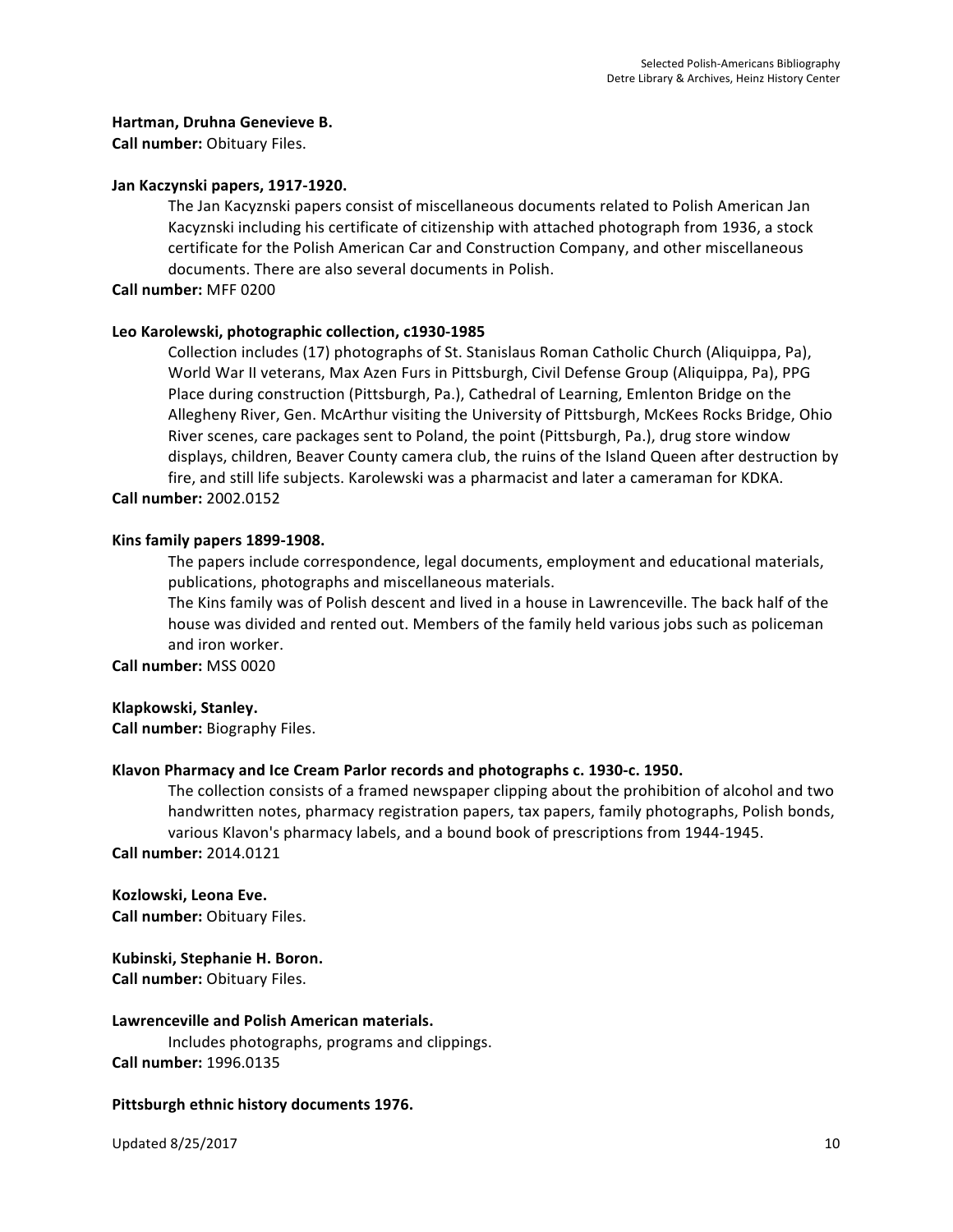**Hartman, Druhna Genevieve B.**
**Call number:** Obituary Files.

**Jan Kaczynski papers, 1917-1920.**

The Jan Kacyznski papers consist of miscellaneous documents related to Polish American Jan Kacyznski including his certificate of citizenship with attached photograph from 1936, a stock certificate for the Polish American Car and Construction Company, and other miscellaneous documents. There are also several documents in Polish.

**Call number:** MFF 0200

**Leo Karolewski, photographic collection, c1930-1985**

Collection includes (17) photographs of St. Stanislaus Roman Catholic Church (Aliquippa, Pa), World War II veterans, Max Azen Furs in Pittsburgh, Civil Defense Group (Aliquippa, Pa), PPG Place during construction (Pittsburgh, Pa.), Cathedral of Learning, Emlenton Bridge on the Allegheny River, Gen. McArthur visiting the University of Pittsburgh, McKees Rocks Bridge, Ohio River scenes, care packages sent to Poland, the point (Pittsburgh, Pa.), drug store window displays, children, Beaver County camera club, the ruins of the Island Queen after destruction by fire, and still life subjects. Karolewski was a pharmacist and later a cameraman for KDKA.

**Call number:** 2002.0152

**Kins family papers 1899-1908.**

The papers include correspondence, legal documents, employment and educational materials, publications, photographs and miscellaneous materials.

The Kins family was of Polish descent and lived in a house in Lawrenceville. The back half of the house was divided and rented out. Members of the family held various jobs such as policeman and iron worker.

**Call number:** MSS 0020

**Klapkowski, Stanley.**
**Call number:** Biography Files.

**Klavon Pharmacy and Ice Cream Parlor records and photographs c. 1930-c. 1950.**

The collection consists of a framed newspaper clipping about the prohibition of alcohol and two handwritten notes, pharmacy registration papers, tax papers, family photographs, Polish bonds, various Klavon's pharmacy labels, and a bound book of prescriptions from 1944-1945.

**Call number:** 2014.0121

**Kozlowski, Leona Eve.**
**Call number:** Obituary Files.

**Kubinski, Stephanie H. Boron.**
**Call number:** Obituary Files.

**Lawrenceville and Polish American materials.**

Includes photographs, programs and clippings.

**Call number:** 1996.0135

**Pittsburgh ethnic history documents 1976.**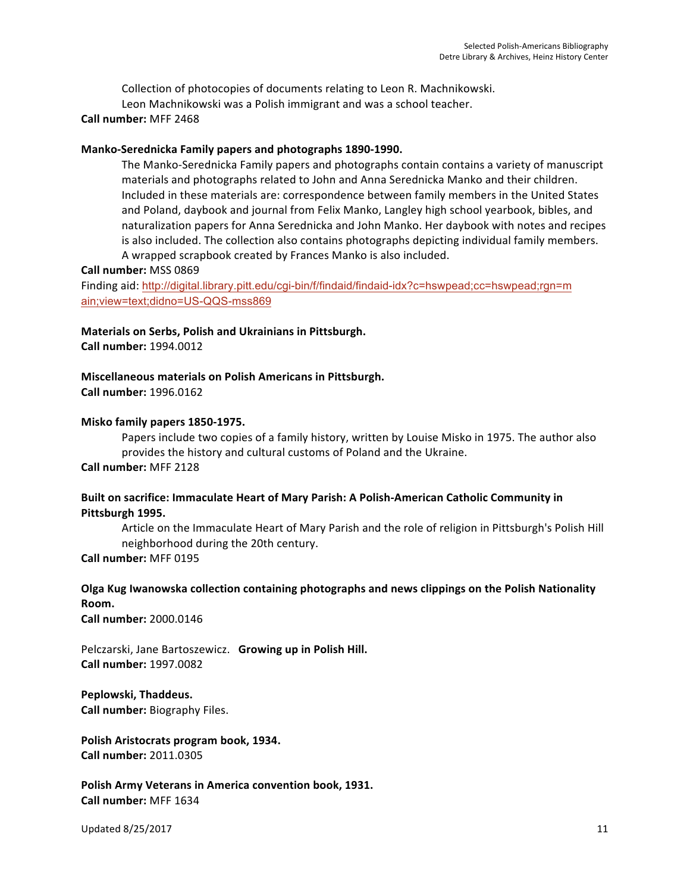Collection of photocopies of documents relating to Leon R. Machnikowski. Leon Machnikowski was a Polish immigrant and was a school teacher.

**Call number:** MFF 2468

**Manko-Serednicka Family papers and photographs 1890-1990.**

The Manko-Serednicka Family papers and photographs contain contains a variety of manuscript materials and photographs related to John and Anna Serednicka Manko and their children. Included in these materials are: correspondence between family members in the United States and Poland, daybook and journal from Felix Manko, Langley high school yearbook, bibles, and naturalization papers for Anna Serednicka and John Manko. Her daybook with notes and recipes is also included. The collection also contains photographs depicting individual family members. A wrapped scrapbook created by Frances Manko is also included.

**Call number:** MSS 0869

Finding aid: http://digital.library.pitt.edu/cgi-bin/f/findaid/findaid-idx?c=hswpead;cc=hswpead;rgn=main;view=text;didno=US-QQS-mss869

**Materials on Serbs, Polish and Ukrainians in Pittsburgh.**

**Call number:** 1994.0012

**Miscellaneous materials on Polish Americans in Pittsburgh.**

**Call number:** 1996.0162

**Misko family papers 1850-1975.**

Papers include two copies of a family history, written by Louise Misko in 1975. The author also provides the history and cultural customs of Poland and the Ukraine.

**Call number:** MFF 2128

**Built on sacrifice: Immaculate Heart of Mary Parish: A Polish-American Catholic Community in Pittsburgh 1995.**

Article on the Immaculate Heart of Mary Parish and the role of religion in Pittsburgh's Polish Hill neighborhood during the 20th century.

**Call number:** MFF 0195

**Olga Kug Iwanowska collection containing photographs and news clippings on the Polish Nationality Room.**

**Call number:** 2000.0146

Pelczarski, Jane Bartoszewicz. **Growing up in Polish Hill.**

**Call number:** 1997.0082

**Peplowski, Thaddeus.**

**Call number:** Biography Files.

**Polish Aristocrats program book, 1934.**

**Call number:** 2011.0305

**Polish Army Veterans in America convention book, 1931.**

**Call number:** MFF 1634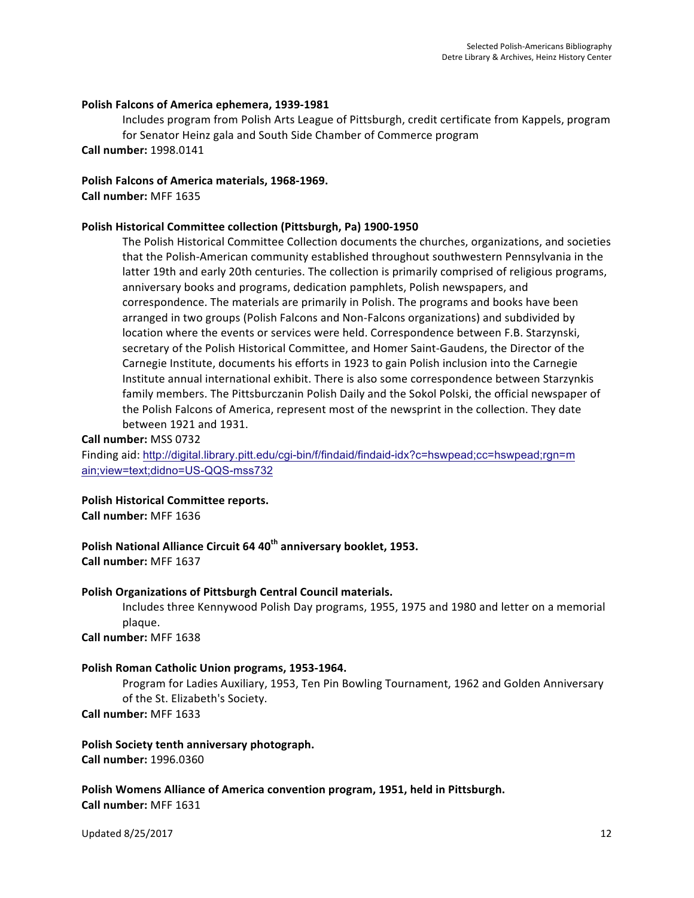**Polish Falcons of America ephemera, 1939-1981**

Includes program from Polish Arts League of Pittsburgh, credit certificate from Kappels, program for Senator Heinz gala and South Side Chamber of Commerce program

**Call number:** 1998.0141

**Polish Falcons of America materials, 1968-1969.**

**Call number:** MFF 1635

**Polish Historical Committee collection (Pittsburgh, Pa) 1900-1950**

The Polish Historical Committee Collection documents the churches, organizations, and societies that the Polish-American community established throughout southwestern Pennsylvania in the latter 19th and early 20th centuries. The collection is primarily comprised of religious programs, anniversary books and programs, dedication pamphlets, Polish newspapers, and correspondence. The materials are primarily in Polish. The programs and books have been arranged in two groups (Polish Falcons and Non-Falcons organizations) and subdivided by location where the events or services were held. Correspondence between F.B. Starzynski, secretary of the Polish Historical Committee, and Homer Saint-Gaudens, the Director of the Carnegie Institute, documents his efforts in 1923 to gain Polish inclusion into the Carnegie Institute annual international exhibit. There is also some correspondence between Starzynkis family members. The Pittsburczanin Polish Daily and the Sokol Polski, the official newspaper of the Polish Falcons of America, represent most of the newsprint in the collection. They date between 1921 and 1931.

**Call number:** MSS 0732

Finding aid: http://digital.library.pitt.edu/cgi-bin/f/findaid/findaid-idx?c=hswpead;cc=hswpead;rgn=main;view=text;didno=US-QQS-mss732

**Polish Historical Committee reports.**

**Call number:** MFF 1636

**Polish National Alliance Circuit 64 40th anniversary booklet, 1953.**

**Call number:** MFF 1637

**Polish Organizations of Pittsburgh Central Council materials.**

Includes three Kennywood Polish Day programs, 1955, 1975 and 1980 and letter on a memorial plaque.

**Call number:** MFF 1638

**Polish Roman Catholic Union programs, 1953-1964.**

Program for Ladies Auxiliary, 1953, Ten Pin Bowling Tournament, 1962 and Golden Anniversary of the St. Elizabeth's Society.

**Call number:** MFF 1633

**Polish Society tenth anniversary photograph.**

**Call number:** 1996.0360

**Polish Womens Alliance of America convention program, 1951, held in Pittsburgh.**

**Call number:** MFF 1631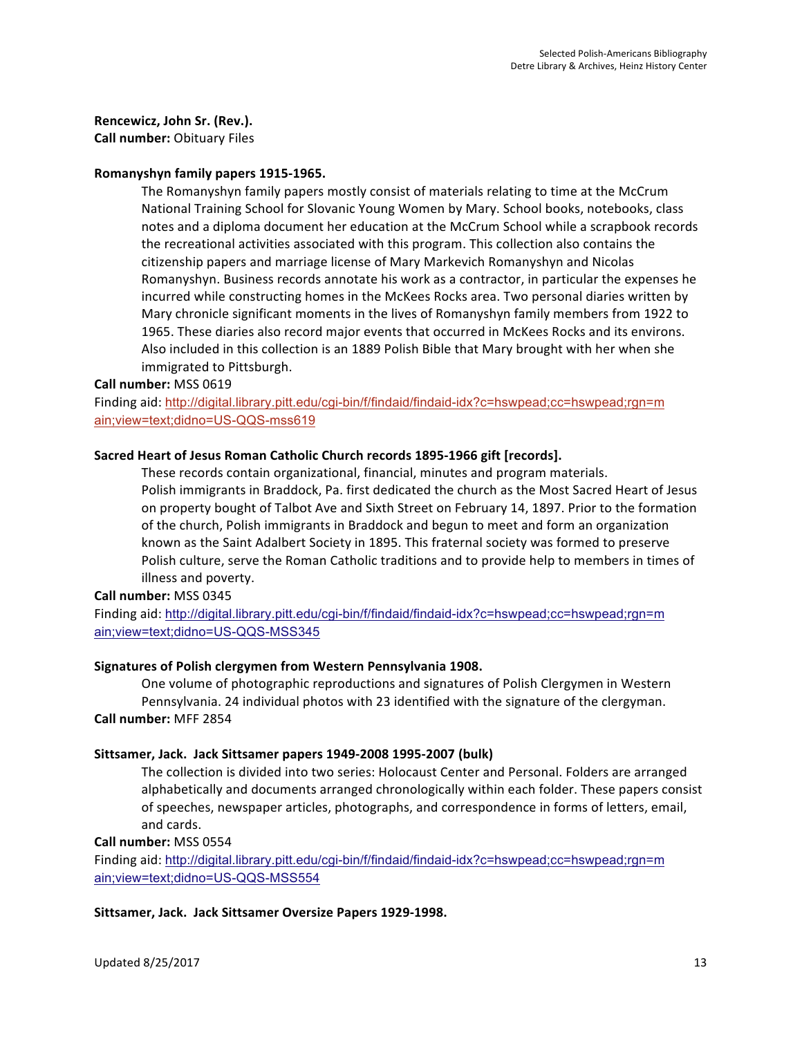**Rencewicz, John Sr. (Rev.).**
**Call number:** Obituary Files

**Romanyshyn family papers 1915-1965.**

The Romanyshyn family papers mostly consist of materials relating to time at the McCrum National Training School for Slovanic Young Women by Mary. School books, notebooks, class notes and a diploma document her education at the McCrum School while a scrapbook records the recreational activities associated with this program. This collection also contains the citizenship papers and marriage license of Mary Markevich Romanyshyn and Nicolas Romanyshyn. Business records annotate his work as a contractor, in particular the expenses he incurred while constructing homes in the McKees Rocks area. Two personal diaries written by Mary chronicle significant moments in the lives of Romanyshyn family members from 1922 to 1965. These diaries also record major events that occurred in McKees Rocks and its environs. Also included in this collection is an 1889 Polish Bible that Mary brought with her when she immigrated to Pittsburgh.

**Call number:** MSS 0619
Finding aid: http://digital.library.pitt.edu/cgi-bin/f/findaid/findaid-idx?c=hswpead;cc=hswpead;rgn=main;view=text;didno=US-QQS-mss619

**Sacred Heart of Jesus Roman Catholic Church records 1895-1966 gift [records].**

These records contain organizational, financial, minutes and program materials. Polish immigrants in Braddock, Pa. first dedicated the church as the Most Sacred Heart of Jesus on property bought of Talbot Ave and Sixth Street on February 14, 1897. Prior to the formation of the church, Polish immigrants in Braddock and begun to meet and form an organization known as the Saint Adalbert Society in 1895. This fraternal society was formed to preserve Polish culture, serve the Roman Catholic traditions and to provide help to members in times of illness and poverty.

**Call number:** MSS 0345
Finding aid: http://digital.library.pitt.edu/cgi-bin/f/findaid/findaid-idx?c=hswpead;cc=hswpead;rgn=main;view=text;didno=US-QQS-MSS345

**Signatures of Polish clergymen from Western Pennsylvania 1908.**

One volume of photographic reproductions and signatures of Polish Clergymen in Western Pennsylvania. 24 individual photos with 23 identified with the signature of the clergyman.

**Call number:** MFF 2854

**Sittsamer, Jack. Jack Sittsamer papers 1949-2008 1995-2007 (bulk)**

The collection is divided into two series: Holocaust Center and Personal. Folders are arranged alphabetically and documents arranged chronologically within each folder. These papers consist of speeches, newspaper articles, photographs, and correspondence in forms of letters, email, and cards.

**Call number:** MSS 0554
Finding aid: http://digital.library.pitt.edu/cgi-bin/f/findaid/findaid-idx?c=hswpead;cc=hswpead;rgn=main;view=text;didno=US-QQS-MSS554

**Sittsamer, Jack. Jack Sittsamer Oversize Papers 1929-1998.**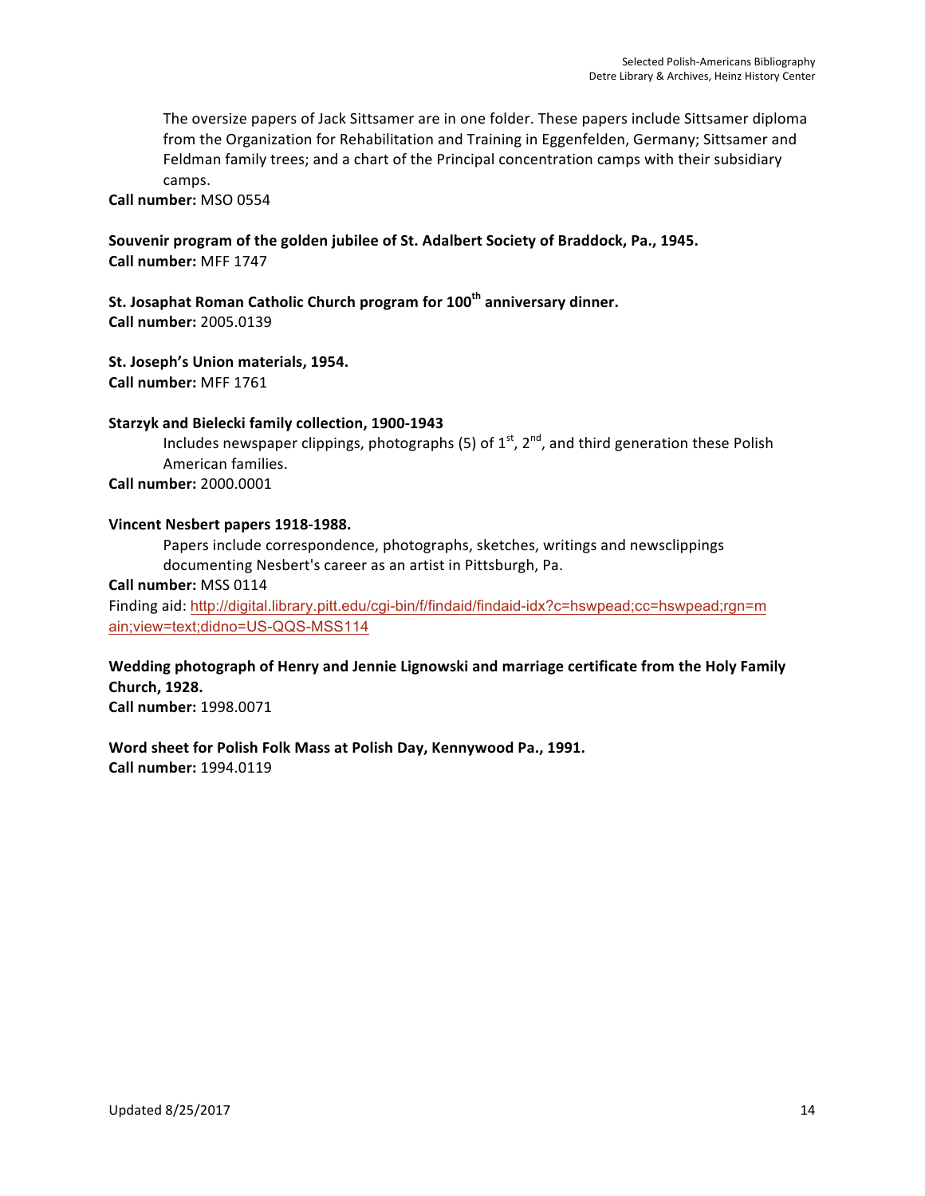The oversize papers of Jack Sittsamer are in one folder. These papers include Sittsamer diploma from the Organization for Rehabilitation and Training in Eggenfelden, Germany; Sittsamer and Feldman family trees; and a chart of the Principal concentration camps with their subsidiary camps.

**Call number:** MSO 0554

**Souvenir program of the golden jubilee of St. Adalbert Society of Braddock, Pa., 1945.**
**Call number:** MFF 1747

**St. Josaphat Roman Catholic Church program for 100th anniversary dinner.**
**Call number:** 2005.0139

**St. Joseph's Union materials, 1954.**
**Call number:** MFF 1761

**Starzyk and Bielecki family collection, 1900-1943**

Includes newspaper clippings, photographs (5) of 1st, 2nd, and third generation these Polish American families.

**Call number:** 2000.0001

**Vincent Nesbert papers 1918-1988.**

Papers include correspondence, photographs, sketches, writings and newsclippings documenting Nesbert's career as an artist in Pittsburgh, Pa.

**Call number:** MSS 0114
Finding aid: http://digital.library.pitt.edu/cgi-bin/f/findaid/findaid-idx?c=hswpead;cc=hswpead;rgn=main;view=text;didno=US-QQS-MSS114

**Wedding photograph of Henry and Jennie Lignowski and marriage certificate from the Holy Family Church, 1928.**
**Call number:** 1998.0071

**Word sheet for Polish Folk Mass at Polish Day, Kennywood Pa., 1991.**
**Call number:** 1994.0119